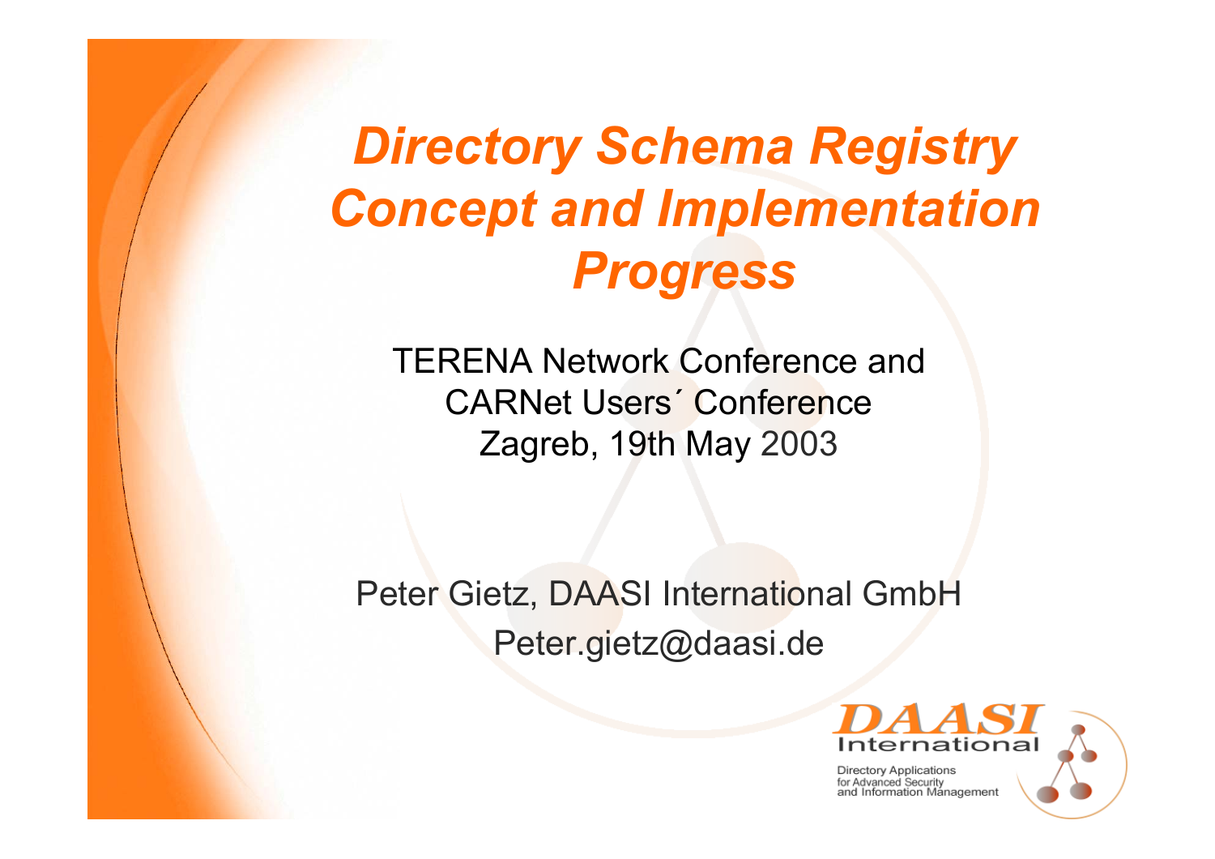# *Directory Schema Registry Concept and Implementation Progress*

TERENA Network Conference and
CARNet Users´ Conference
Zagreb, 19th May 2003

Peter Gietz, DAASI International GmbH
Peter.gietz@daasi.de

DAASI International

Directory Applications for Advanced Security and Information Management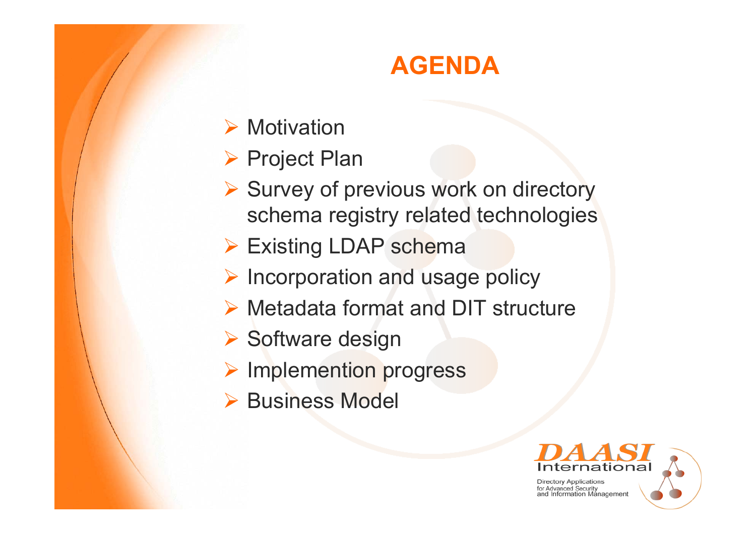# AGENDA

- Motivation
- Project Plan
- Survey of previous work on directory schema registry related technologies
- Existing LDAP schema
- Incorporation and usage policy
- Metadata format and DIT structure
- Software design
- Implemention progress
- Business Model

DAASI International

Directory Applications for Advanced Security and Information Management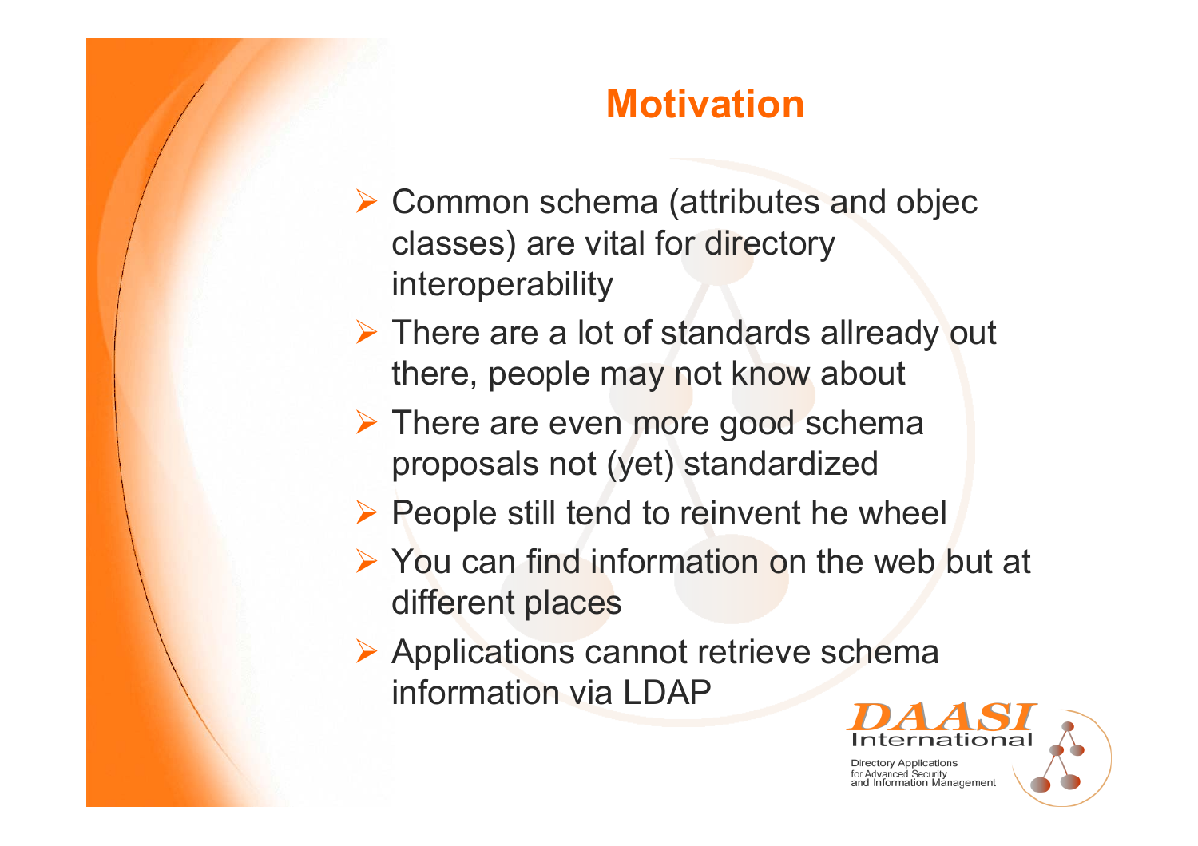# Motivation

- Common schema (attributes and objec classes) are vital for directory interoperability
- There are a lot of standards allready out there, people may not know about
- There are even more good schema proposals not (yet) standardized
- People still tend to reinvent he wheel
- You can find information on the web but at different places
- Applications cannot retrieve schema information via LDAP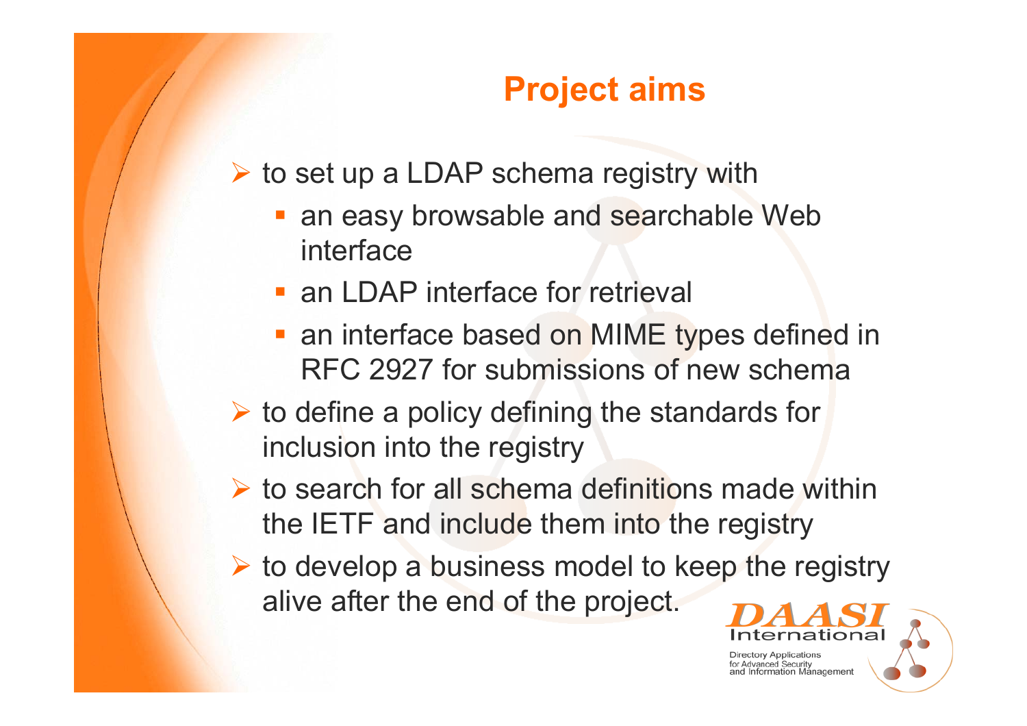# Project aims

- to set up a LDAP schema registry with
  - an easy browsable and searchable Web interface
  - an LDAP interface for retrieval
  - an interface based on MIME types defined in RFC 2927 for submissions of new schema
- to define a policy defining the standards for inclusion into the registry
- to search for all schema definitions made within the IETF and include them into the registry
- to develop a business model to keep the registry alive after the end of the project.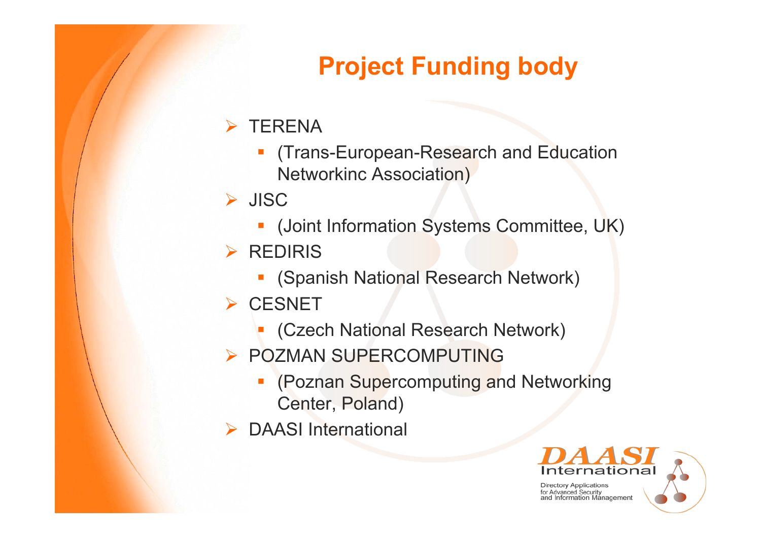# Project Funding body

- TERENA
  - (Trans-European-Research and Education Networkinc Association)
- JISC
  - (Joint Information Systems Committee, UK)
- REDIRIS
  - (Spanish National Research Network)
- CESNET
  - (Czech National Research Network)
- POZMAN SUPERCOMPUTING
  - (Poznan Supercomputing and Networking Center, Poland)
- DAASI International

DAASI International

Directory Applications for Advanced Security and Information Management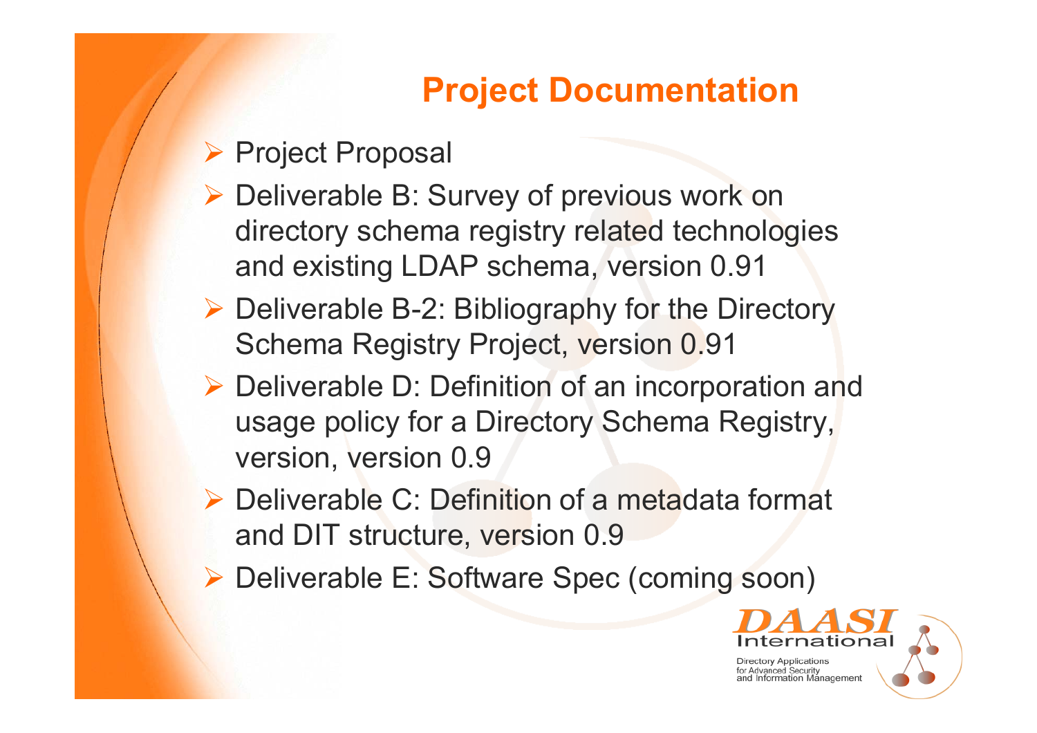# Project Documentation

- Project Proposal
- Deliverable B: Survey of previous work on directory schema registry related technologies and existing LDAP schema, version 0.91
- Deliverable B-2: Bibliography for the Directory Schema Registry Project, version 0.91
- Deliverable D: Definition of an incorporation and usage policy for a Directory Schema Registry, version, version 0.9
- Deliverable C: Definition of a metadata format and DIT structure, version 0.9
- Deliverable E: Software Spec (coming soon)

DAASI International

Directory Applications for Advanced Security and Information Management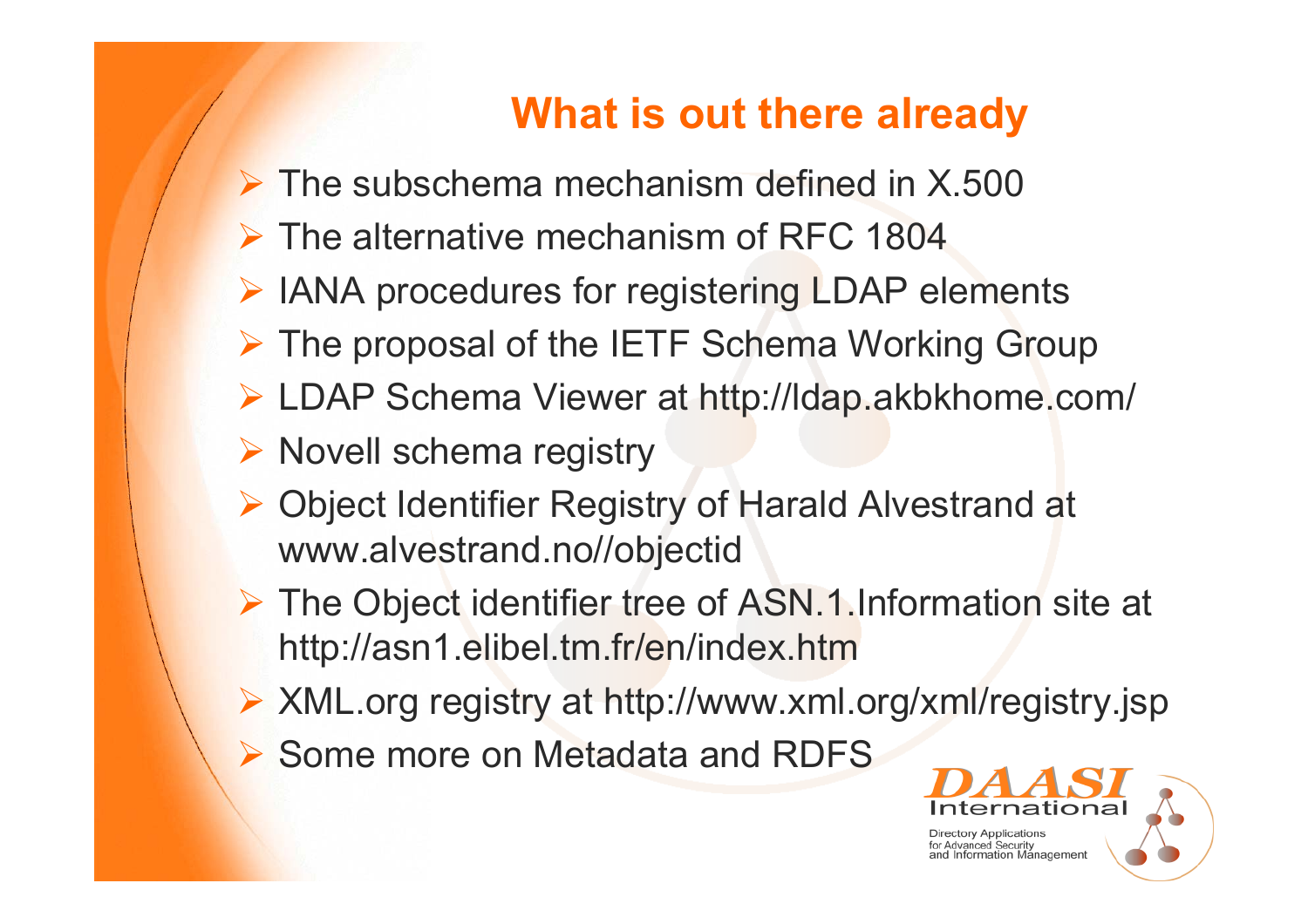## What is out there already

- The subschema mechanism defined in X.500
- The alternative mechanism of RFC 1804
- IANA procedures for registering LDAP elements
- The proposal of the IETF Schema Working Group
- LDAP Schema Viewer at http://ldap.akbkhome.com/
- Novell schema registry
- Object Identifier Registry of Harald Alvestrand at www.alvestrand.no//objectid
- The Object identifier tree of ASN.1.Information site at http://asn1.elibel.tm.fr/en/index.htm
- XML.org registry at http://www.xml.org/xml/registry.jsp
- Some more on Metadata and RDFS

DAASI International

Directory Applications for Advanced Security and Information Management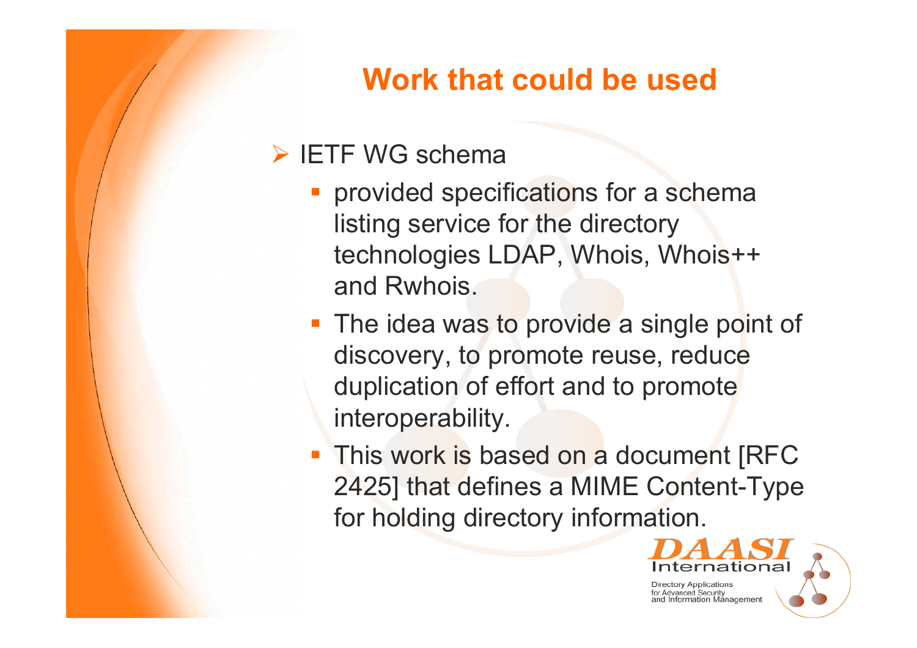# Work that could be used

- IETF WG schema
  - provided specifications for a schema listing service for the directory technologies LDAP, Whois, Whois++ and Rwhois.
  - The idea was to provide a single point of discovery, to promote reuse, reduce duplication of effort and to promote interoperability.
  - This work is based on a document [RFC 2425] that defines a MIME Content-Type for holding directory information.

DAASI International

Directory Applications for Advanced Security and Information Management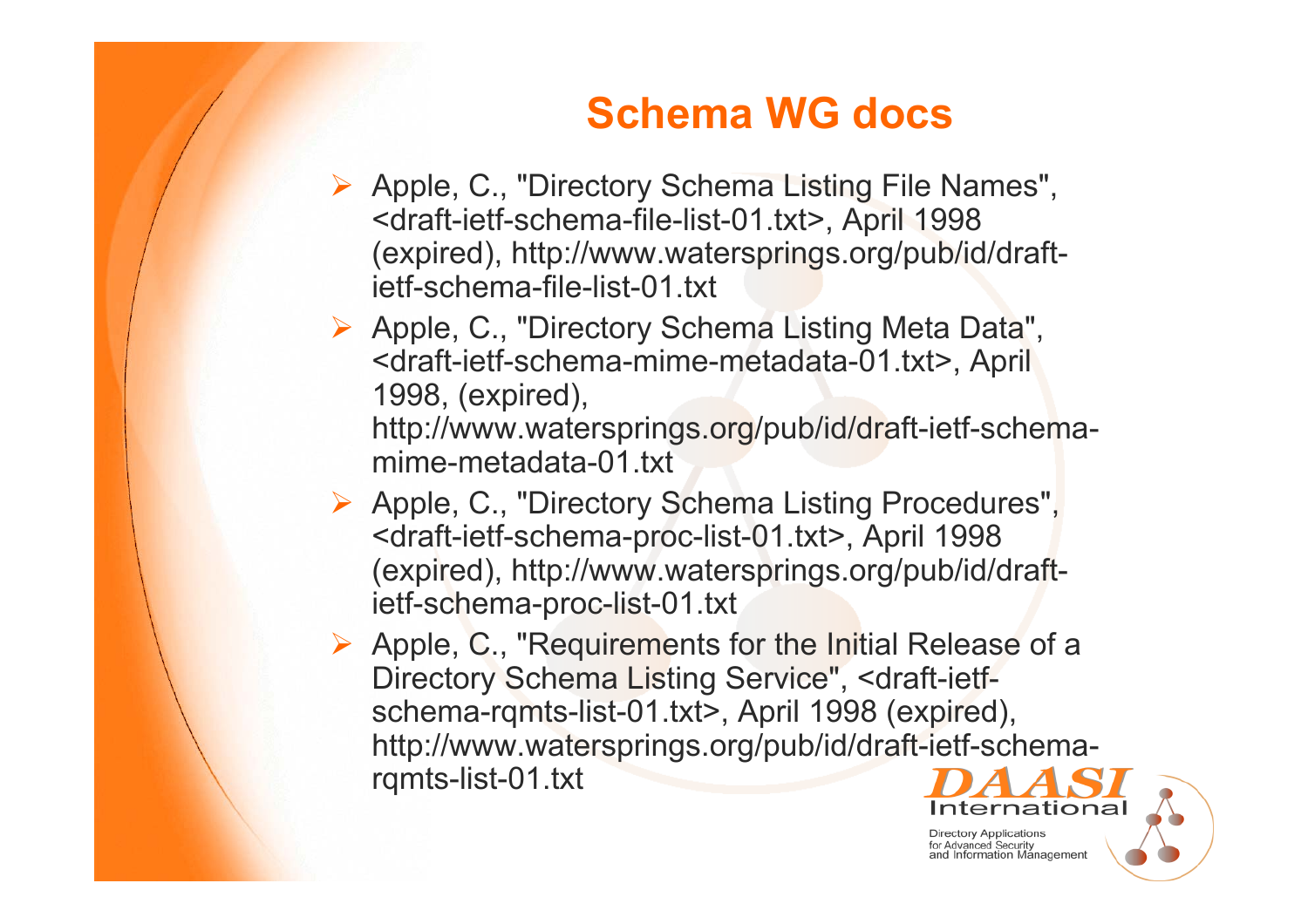# Schema WG docs

- Apple, C., "Directory Schema Listing File Names", <draft-ietf-schema-file-list-01.txt>, April 1998 (expired), http://www.watersprings.org/pub/id/draft-ietf-schema-file-list-01.txt
- Apple, C., "Directory Schema Listing Meta Data", <draft-ietf-schema-mime-metadata-01.txt>, April 1998, (expired), http://www.watersprings.org/pub/id/draft-ietf-schema-mime-metadata-01.txt
- Apple, C., "Directory Schema Listing Procedures", <draft-ietf-schema-proc-list-01.txt>, April 1998 (expired), http://www.watersprings.org/pub/id/draft-ietf-schema-proc-list-01.txt
- Apple, C., "Requirements for the Initial Release of a Directory Schema Listing Service", <draft-ietf-schema-rqmts-list-01.txt>, April 1998 (expired), http://www.watersprings.org/pub/id/draft-ietf-schema-rqmts-list-01.txt

DAASI International

Directory Applications for Advanced Security and Information Management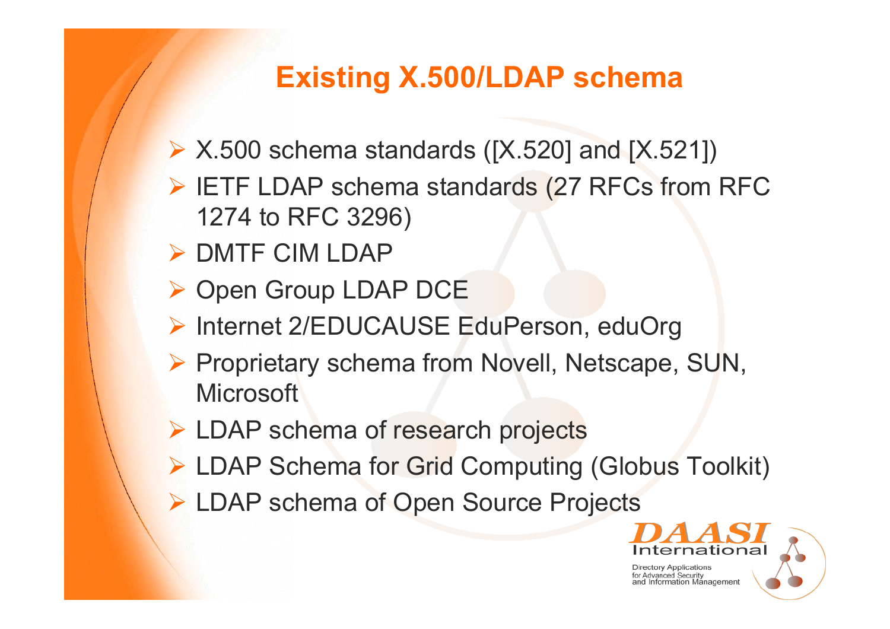# Existing X.500/LDAP schema

- X.500 schema standards ([X.520] and [X.521])
- IETF LDAP schema standards (27 RFCs from RFC 1274 to RFC 3296)
- DMTF CIM LDAP
- Open Group LDAP DCE
- Internet 2/EDUCAUSE EduPerson, eduOrg
- Proprietary schema from Novell, Netscape, SUN, Microsoft
- LDAP schema of research projects
- LDAP Schema for Grid Computing (Globus Toolkit)
- LDAP schema of Open Source Projects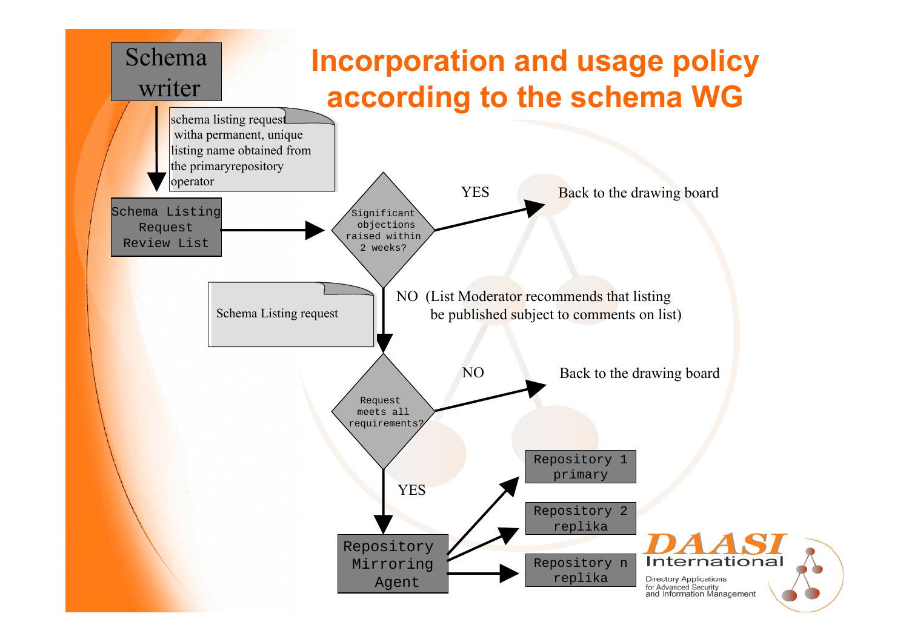# Incorporation and usage policy according to the schema WG

Schema writer

schema listing request witha permanent, unique listing name obtained from the primaryrepository operator

Schema Listing Request Review List

Significant objections raised within 2 weeks?

YES — Back to the drawing board

NO (List Moderator recommends that listing be published subject to comments on list)

Schema Listing request

Request meets all requirements?

NO — Back to the drawing board

YES

Repository Mirroring Agent

Repository 1 primary

Repository 2 replika

Repository n replika

DAASI International — Directory Applications for Advanced Security and Information Management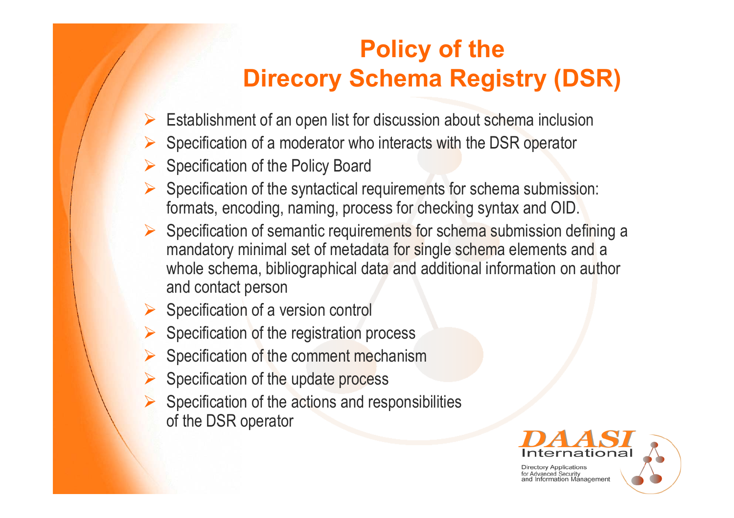# Policy of the Direcory Schema Registry (DSR)

- Establishment of an open list for discussion about schema inclusion
- Specification of a moderator who interacts with the DSR operator
- Specification of the Policy Board
- Specification of the syntactical requirements for schema submission: formats, encoding, naming, process for checking syntax and OID.
- Specification of semantic requirements for schema submission defining a mandatory minimal set of metadata for single schema elements and a whole schema, bibliographical data and additional information on author and contact person
- Specification of a version control
- Specification of the registration process
- Specification of the comment mechanism
- Specification of the update process
- Specification of the actions and responsibilities of the DSR operator

DAASI International
Directory Applications for Advanced Security and Information Management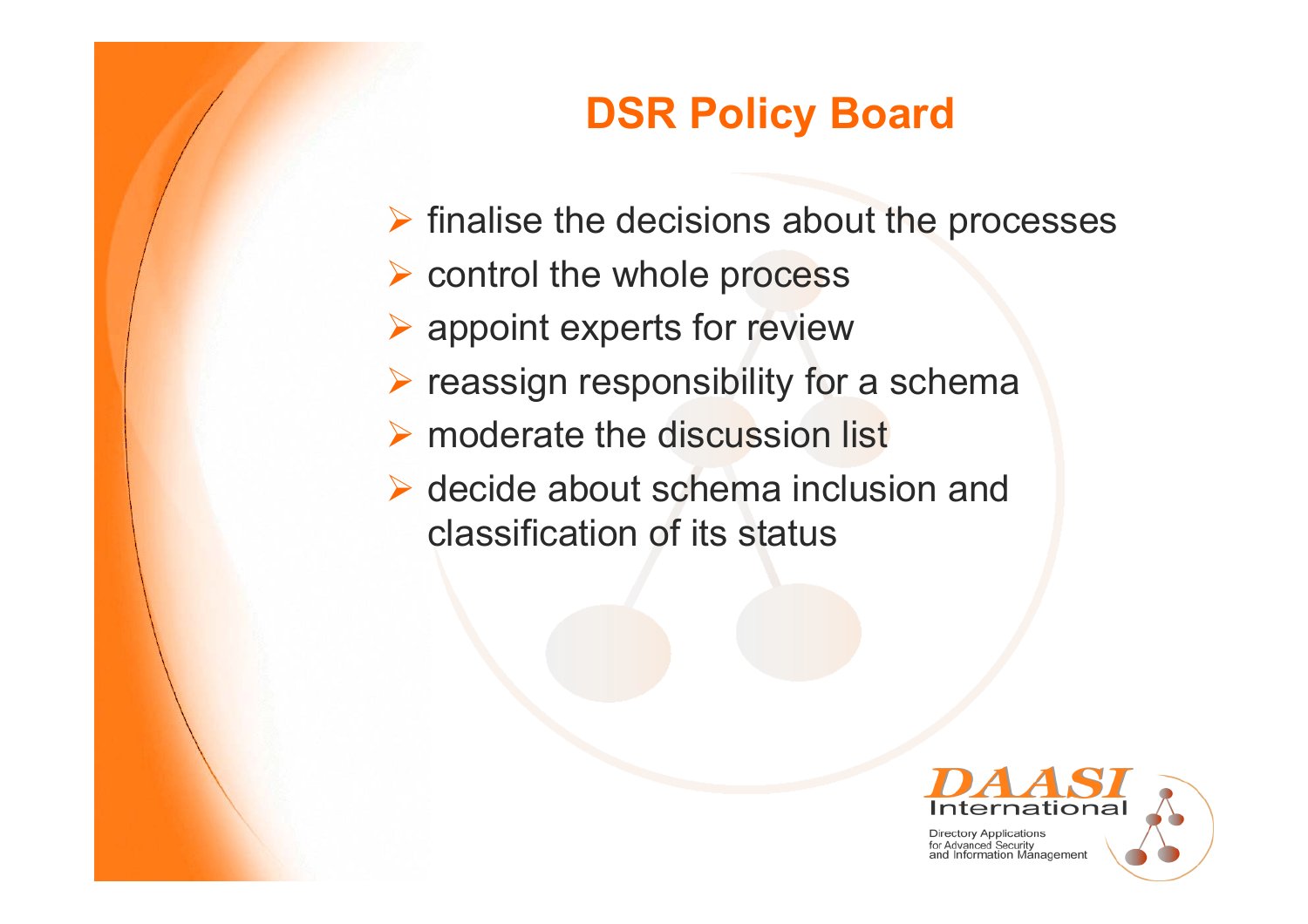# DSR Policy Board

- finalise the decisions about the processes
- control the whole process
- appoint experts for review
- reassign responsibility for a schema
- moderate the discussion list
- decide about schema inclusion and classification of its status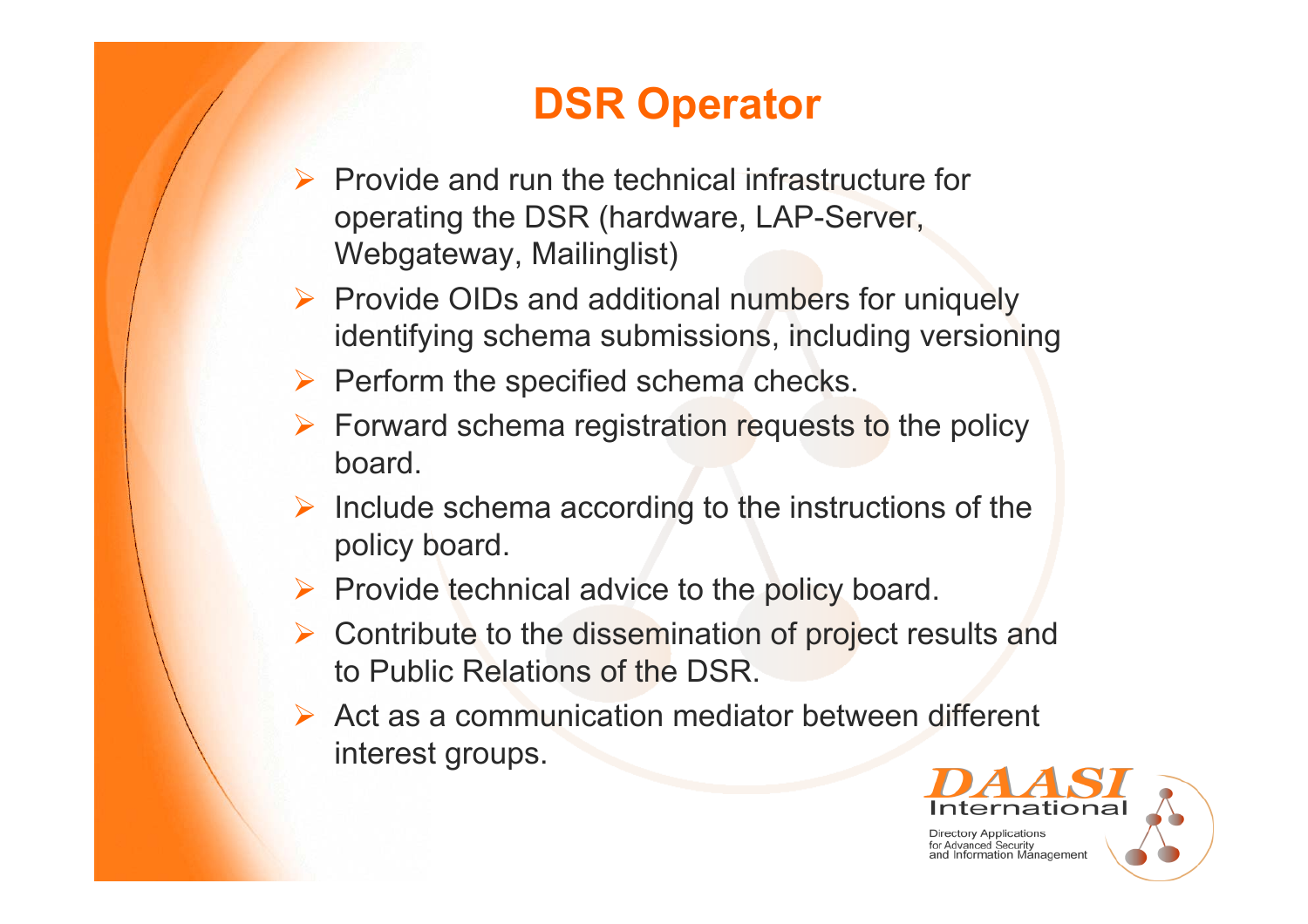# DSR Operator

- Provide and run the technical infrastructure for operating the DSR (hardware, LAP-Server, Webgateway, Mailinglist)
- Provide OIDs and additional numbers for uniquely identifying schema submissions, including versioning
- Perform the specified schema checks.
- Forward schema registration requests to the policy board.
- Include schema according to the instructions of the policy board.
- Provide technical advice to the policy board.
- Contribute to the dissemination of project results and to Public Relations of the DSR.
- Act as a communication mediator between different interest groups.

DAASI International
Directory Applications for Advanced Security and Information Management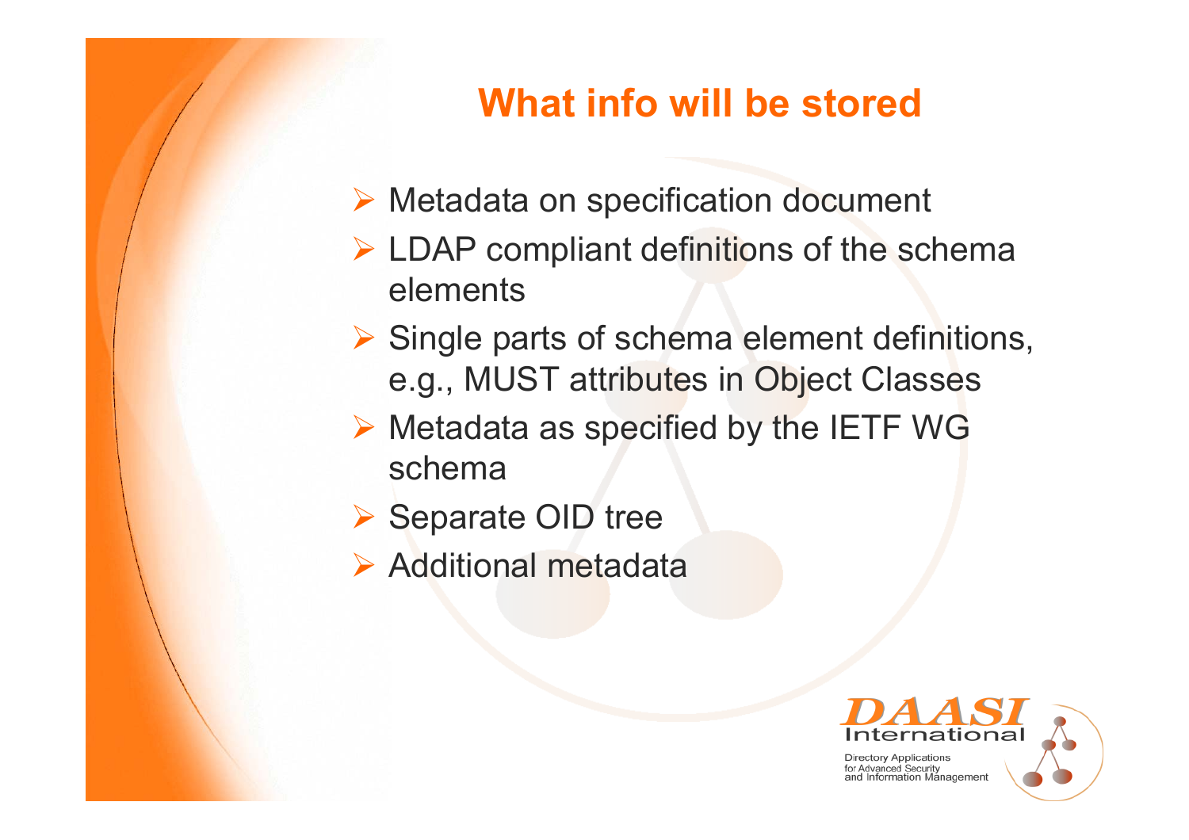## What info will be stored

- Metadata on specification document
- LDAP compliant definitions of the schema elements
- Single parts of schema element definitions, e.g., MUST attributes in Object Classes
- Metadata as specified by the IETF WG schema
- Separate OID tree
- Additional metadata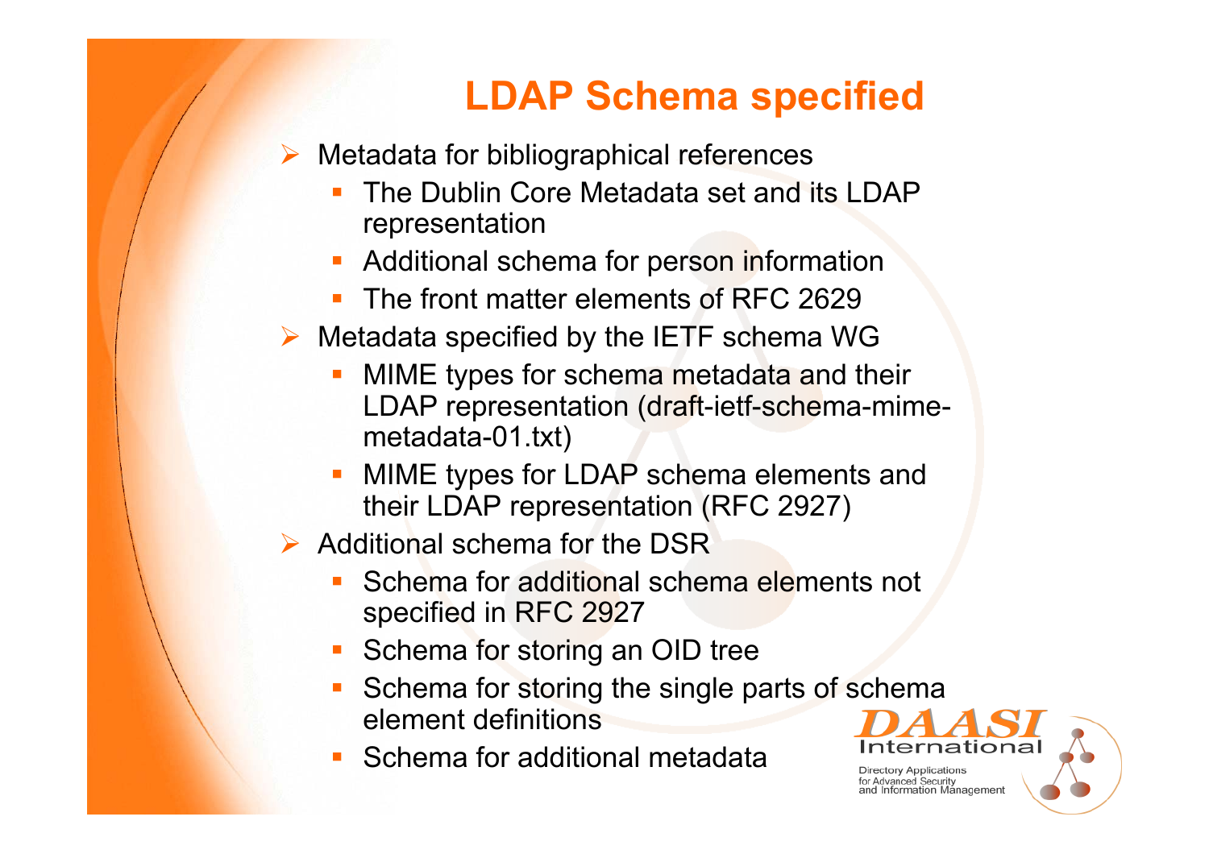# LDAP Schema specified

- Metadata for bibliographical references
  - The Dublin Core Metadata set and its LDAP representation
  - Additional schema for person information
  - The front matter elements of RFC 2629
- Metadata specified by the IETF schema WG
  - MIME types for schema metadata and their LDAP representation (draft-ietf-schema-mime-metadata-01.txt)
  - MIME types for LDAP schema elements and their LDAP representation (RFC 2927)
- Additional schema for the DSR
  - Schema for additional schema elements not specified in RFC 2927
  - Schema for storing an OID tree
  - Schema for storing the single parts of schema element definitions
  - Schema for additional metadata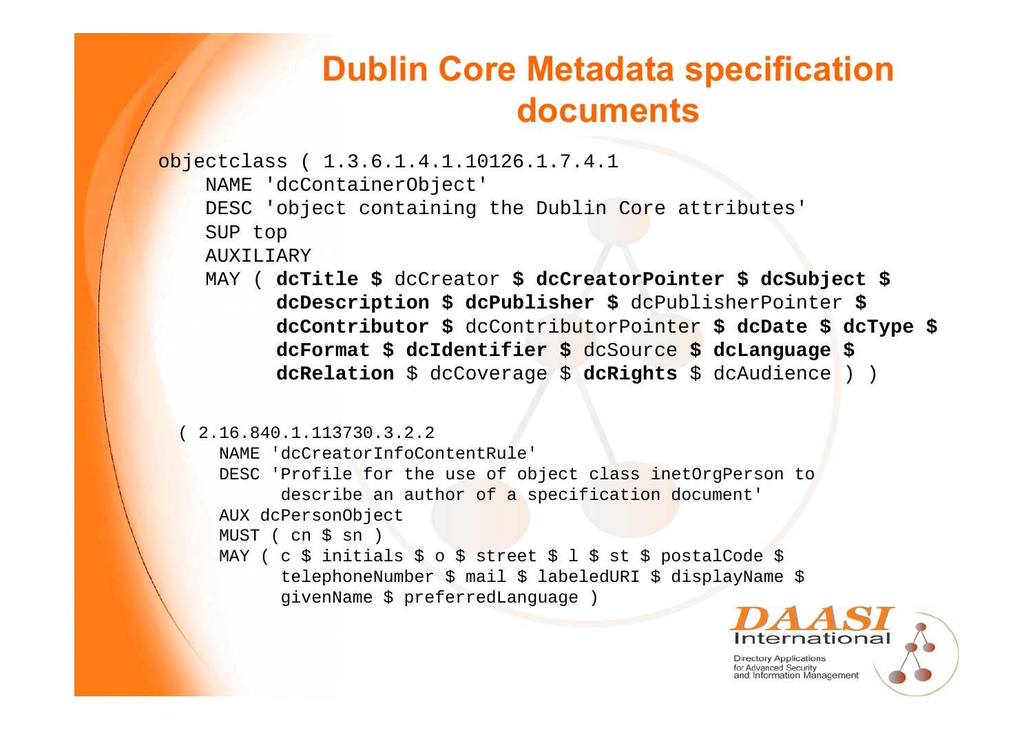# Dublin Core Metadata specification documents

```
objectclass ( 1.3.6.1.4.1.10126.1.7.4.1
    NAME 'dcContainerObject'
    DESC 'object containing the Dublin Core attributes'
    SUP top
    AUXILIARY
    MAY ( dcTitle $ dcCreator $ dcCreatorPointer $ dcSubject $
          dcDescription $ dcPublisher $ dcPublisherPointer $
          dcContributor $ dcContributorPointer $ dcDate $ dcType $
          dcFormat $ dcIdentifier $ dcSource $ dcLanguage $
          dcRelation $ dcCoverage $ dcRights $ dcAudience ) )
```

```
( 2.16.840.1.113730.3.2.2
    NAME 'dcCreatorInfoContentRule'
    DESC 'Profile for the use of object class inetOrgPerson to
          describe an author of a specification document'
    AUX dcPersonObject
    MUST ( cn $ sn )
    MAY ( c $ initials $ o $ street $ l $ st $ postalCode $
          telephoneNumber $ mail $ labeledURI $ displayName $
          givenName $ preferredLanguage )
```

DAASI International
Directory Applications for Advanced Security and Information Management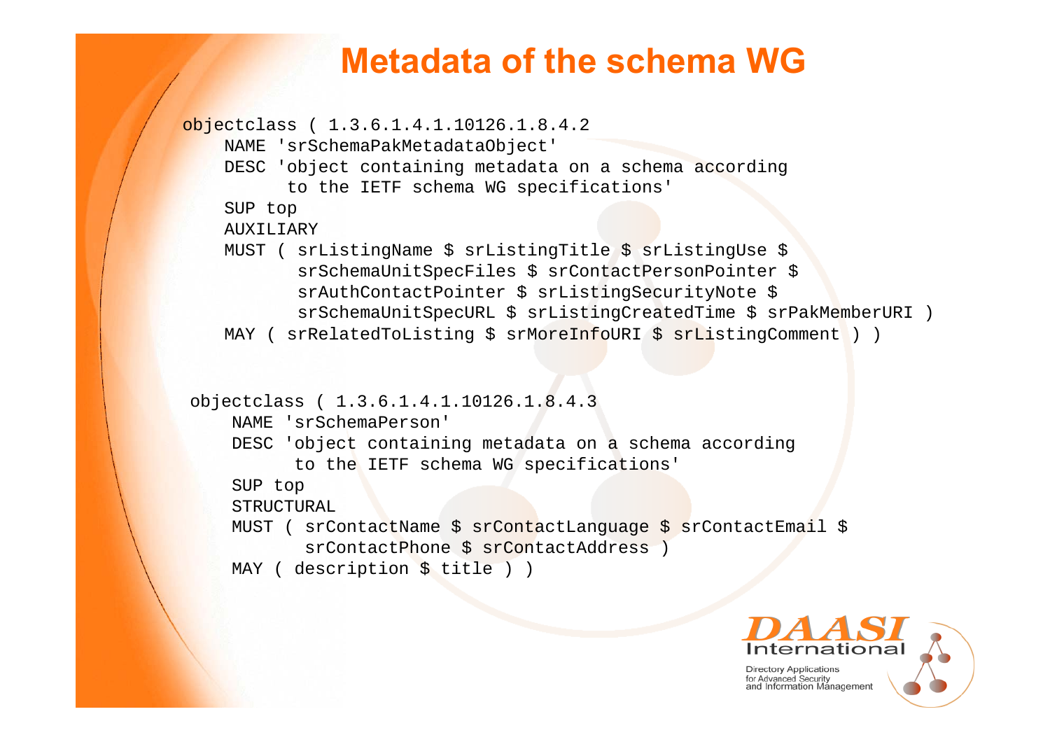# Metadata of the schema WG

```
objectclass ( 1.3.6.1.4.1.10126.1.8.4.2
    NAME 'srSchemaPakMetadataObject'
    DESC 'object containing metadata on a schema according
          to the IETF schema WG specifications'
    SUP top
    AUXILIARY
    MUST ( srListingName $ srListingTitle $ srListingUse $
           srSchemaUnitSpecFiles $ srContactPersonPointer $
           srAuthContactPointer $ srListingSecurityNote $
           srSchemaUnitSpecURL $ srListingCreatedTime $ srPakMemberURI )
    MAY ( srRelatedToListing $ srMoreInfoURI $ srListingComment ) )
```

```
objectclass ( 1.3.6.1.4.1.10126.1.8.4.3
    NAME 'srSchemaPerson'
    DESC 'object containing metadata on a schema according
          to the IETF schema WG specifications'
    SUP top
    STRUCTURAL
    MUST ( srContactName $ srContactLanguage $ srContactEmail $
           srContactPhone $ srContactAddress )
    MAY ( description $ title ) )
```

DAASI International

Directory Applications for Advanced Security and Information Management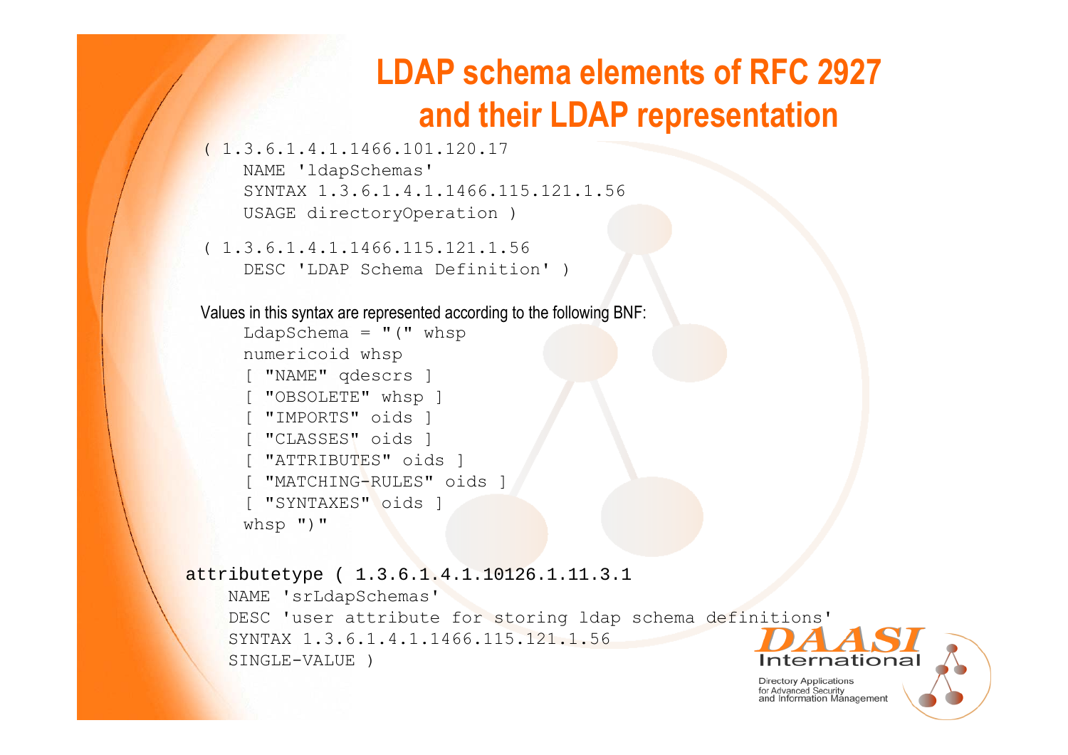# LDAP schema elements of RFC 2927 and their LDAP representation

```
( 1.3.6.1.4.1.1466.101.120.17
    NAME 'ldapSchemas'
    SYNTAX 1.3.6.1.4.1.1466.115.121.1.56
    USAGE directoryOperation )
```

```
( 1.3.6.1.4.1.1466.115.121.1.56
    DESC 'LDAP Schema Definition' )
```

Values in this syntax are represented according to the following BNF:

```
    LdapSchema = "(" whsp
    numericoid whsp
    [ "NAME" qdescrs ]
    [ "OBSOLETE" whsp ]
    [ "IMPORTS" oids ]
    [ "CLASSES" oids ]
    [ "ATTRIBUTES" oids ]
    [ "MATCHING-RULES" oids ]
    [ "SYNTAXES" oids ]
    whsp ")"
```

```
attributetype ( 1.3.6.1.4.1.10126.1.11.3.1
    NAME 'srLdapSchemas'
    DESC 'user attribute for storing ldap schema definitions'
    SYNTAX 1.3.6.1.4.1.1466.115.121.1.56
    SINGLE-VALUE )
```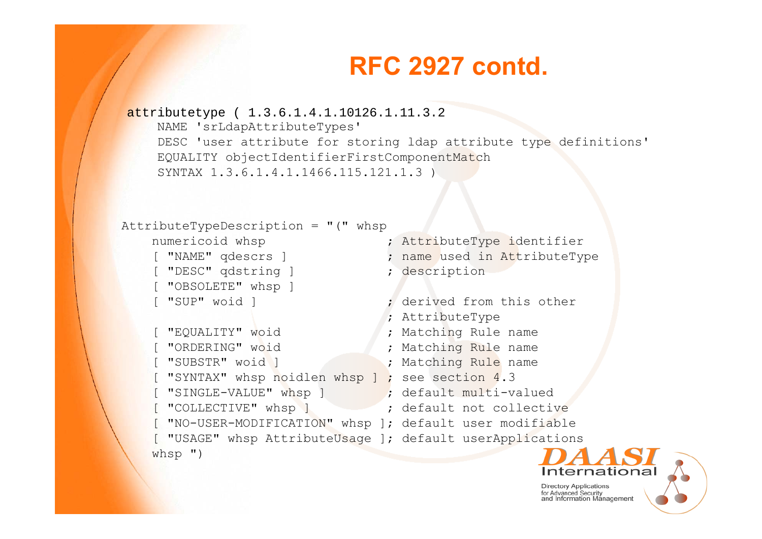# RFC 2927 contd.

```
attributetype ( 1.3.6.1.4.1.10126.1.11.3.2
    NAME 'srLdapAttributeTypes'
    DESC 'user attribute for storing ldap attribute type definitions'
    EQUALITY objectIdentifierFirstComponentMatch
    SYNTAX 1.3.6.1.4.1.1466.115.121.1.3 )
```

```
AttributeTypeDescription = "(" whsp
    numericoid whsp                ; AttributeType identifier
    [ "NAME" qdescrs ]             ; name used in AttributeType
    [ "DESC" qdstring ]            ; description
    [ "OBSOLETE" whsp ]
    [ "SUP" woid ]                 ; derived from this other
                                   ; AttributeType
    [ "EQUALITY" woid              ; Matching Rule name
    [ "ORDERING" woid              ; Matching Rule name
    [ "SUBSTR" woid ]              ; Matching Rule name
    [ "SYNTAX" whsp noidlen whsp ] ; see section 4.3
    [ "SINGLE-VALUE" whsp ]        ; default multi-valued
    [ "COLLECTIVE" whsp ]          ; default not collective
    [ "NO-USER-MODIFICATION" whsp ]; default user modifiable
    [ "USAGE" whsp AttributeUsage ]; default userApplications
    whsp ")
```

DAASI International
Directory Applications for Advanced Security and Information Management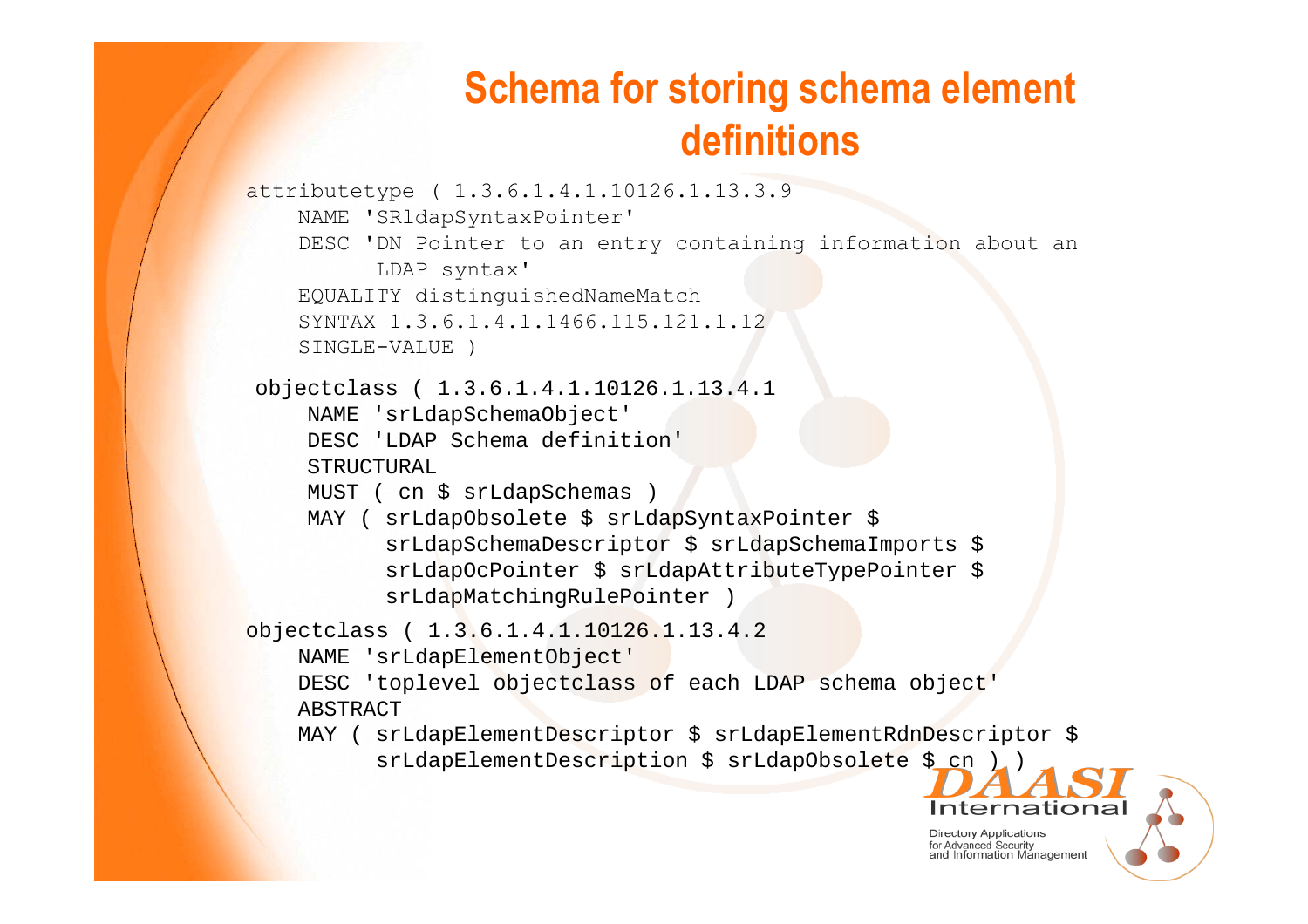# Schema for storing schema element definitions

```
attributetype ( 1.3.6.1.4.1.10126.1.13.3.9
    NAME 'SRldapSyntaxPointer'
    DESC 'DN Pointer to an entry containing information about an
          LDAP syntax'
    EQUALITY distinguishedNameMatch
    SYNTAX 1.3.6.1.4.1.1466.115.121.1.12
    SINGLE-VALUE )

objectclass ( 1.3.6.1.4.1.10126.1.13.4.1
    NAME 'srLdapSchemaObject'
    DESC 'LDAP Schema definition'
    STRUCTURAL
    MUST ( cn $ srLdapSchemas )
    MAY ( srLdapObsolete $ srLdapSyntaxPointer $
          srLdapSchemaDescriptor $ srLdapSchemaImports $
          srLdapOcPointer $ srLdapAttributeTypePointer $
          srLdapMatchingRulePointer )

objectclass ( 1.3.6.1.4.1.10126.1.13.4.2
    NAME 'srLdapElementObject'
    DESC 'toplevel objectclass of each LDAP schema object'
    ABSTRACT
    MAY ( srLdapElementDescriptor $ srLdapElementRdnDescriptor $
          srLdapElementDescription $ srLdapObsolete $ cn ) )
```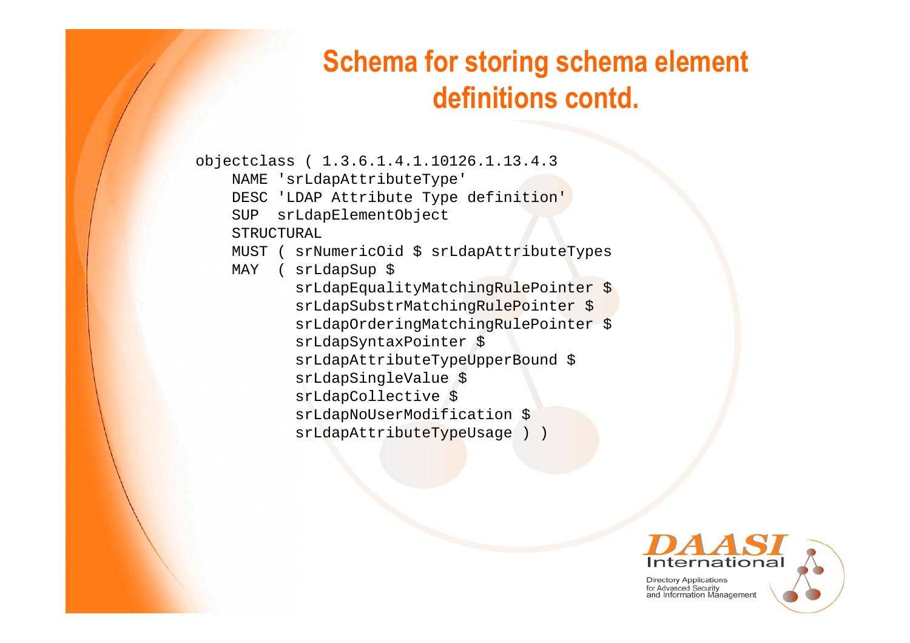# Schema for storing schema element definitions contd.

```
objectclass ( 1.3.6.1.4.1.10126.1.13.4.3
    NAME 'srLdapAttributeType'
    DESC 'LDAP Attribute Type definition'
    SUP  srLdapElementObject
    STRUCTURAL
    MUST ( srNumericOid $ srLdapAttributeTypes
    MAY  ( srLdapSup $
           srLdapEqualityMatchingRulePointer $
           srLdapSubstrMatchingRulePointer $
           srLdapOrderingMatchingRulePointer $
           srLdapSyntaxPointer $
           srLdapAttributeTypeUpperBound $
           srLdapSingleValue $
           srLdapCollective $
           srLdapNoUserModification $
           srLdapAttributeTypeUsage ) )
```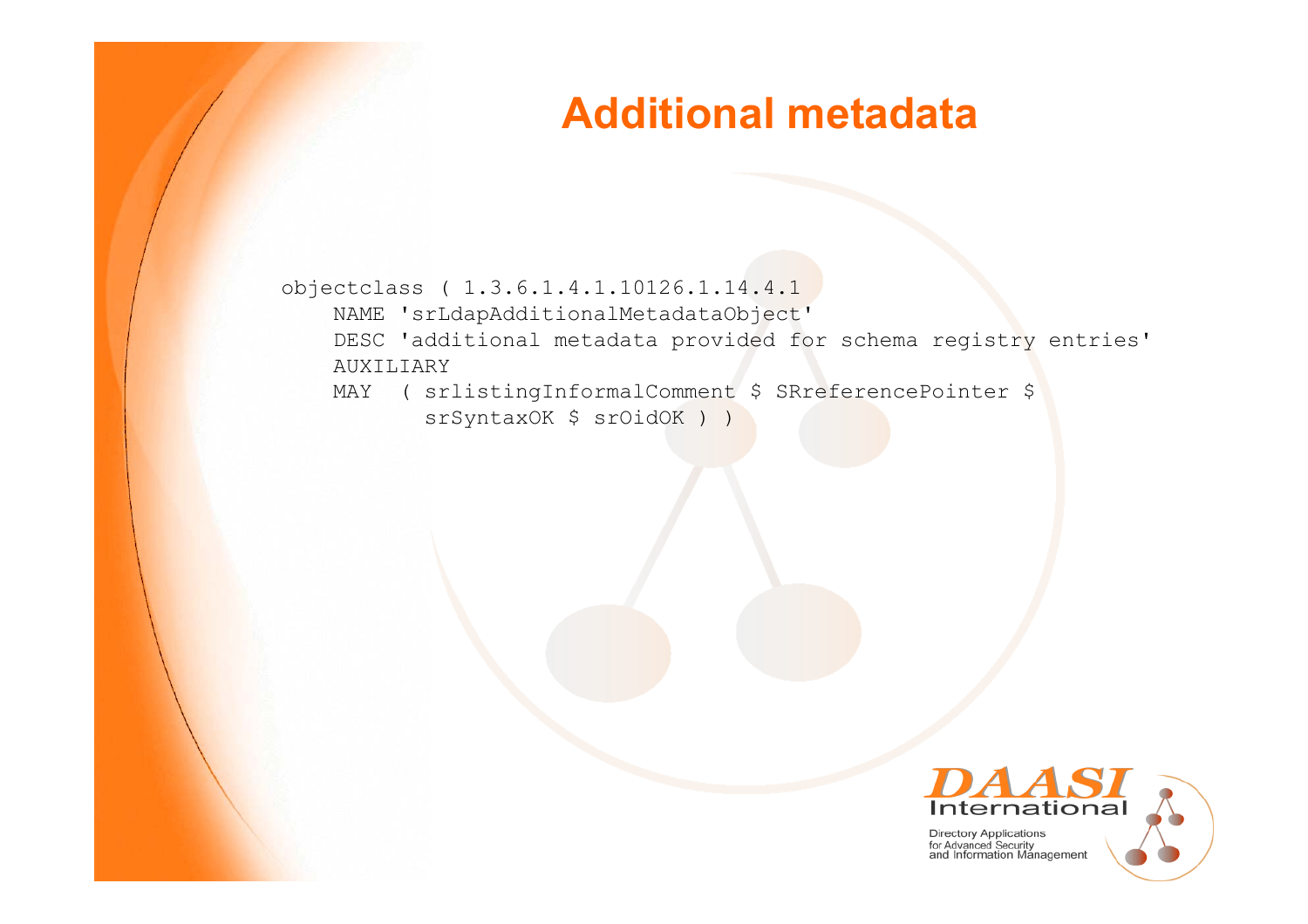# Additional metadata

```
objectclass ( 1.3.6.1.4.1.10126.1.14.4.1
    NAME 'srLdapAdditionalMetadataObject'
    DESC 'additional metadata provided for schema registry entries'
    AUXILIARY
    MAY  ( srlistingInformalComment $ SRreferencePointer $
           srSyntaxOK $ srOidOK ) )
```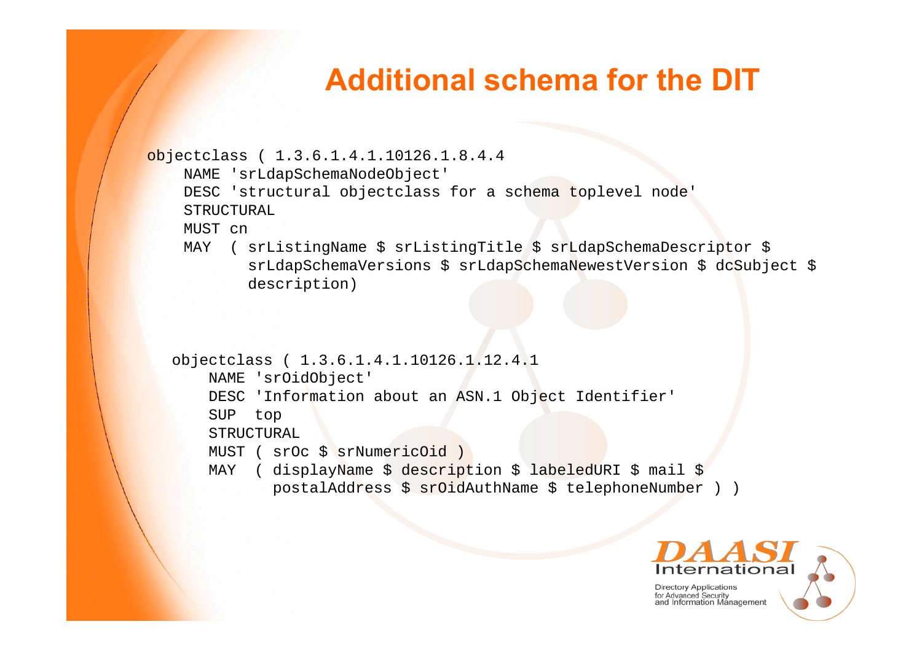# Additional schema for the DIT

```
objectclass ( 1.3.6.1.4.1.10126.1.8.4.4
    NAME 'srLdapSchemaNodeObject'
    DESC 'structural objectclass for a schema toplevel node'
    STRUCTURAL
    MUST cn
    MAY  ( srListingName $ srListingTitle $ srLdapSchemaDescriptor $
           srLdapSchemaVersions $ srLdapSchemaNewestVersion $ dcSubject $
           description)
```

```
objectclass ( 1.3.6.1.4.1.10126.1.12.4.1
    NAME 'srOidObject'
    DESC 'Information about an ASN.1 Object Identifier'
    SUP  top
    STRUCTURAL
    MUST ( srOc $ srNumericOid )
    MAY  ( displayName $ description $ labeledURI $ mail $
           postalAddress $ srOidAuthName $ telephoneNumber ) )
```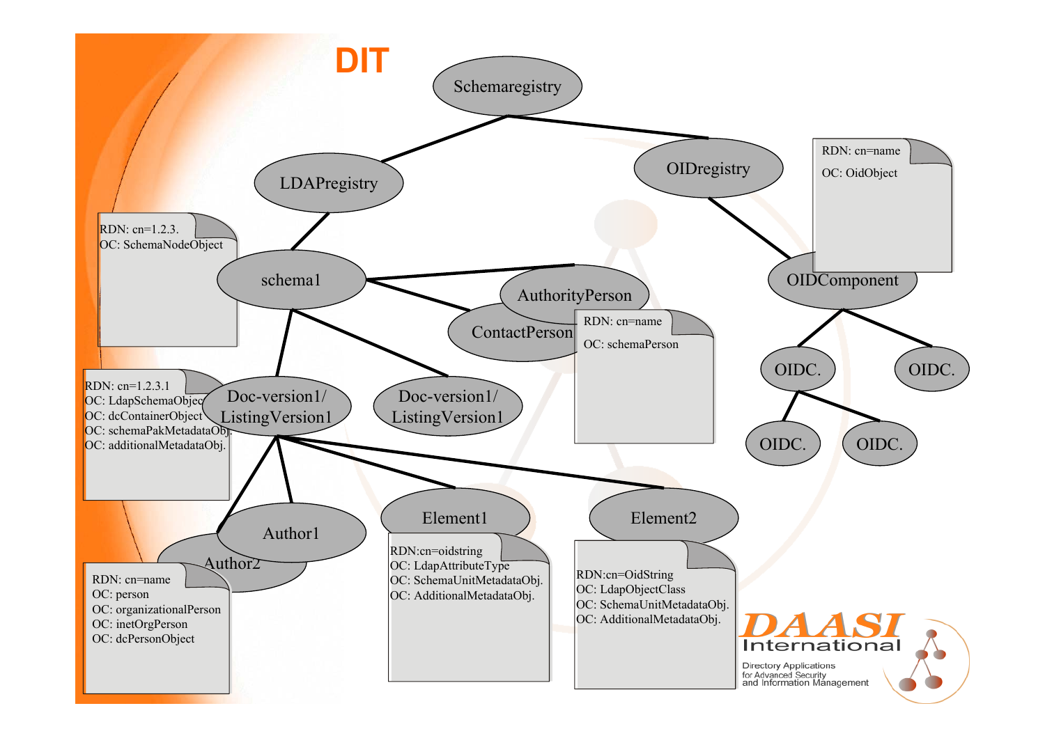# DIT

Schemaregistry

LDAPregistry

OIDregistry

RDN: cn=name
OC: OidObject

RDN: cn=1.2.3.
OC: SchemaNodeObject

schema1

AuthorityPerson

OIDComponent

ContactPerson

RDN: cn=name
OC: schemaPerson

OIDC.

OIDC.

RDN: cn=1.2.3.1
OC: LdapSchemaObject
OC: dcContainerObject
OC: schemaPakMetadataObj.
OC: additionalMetadataObj.

Doc-version1/ ListingVersion1

Doc-version1/ ListingVersion1

OIDC.

OIDC.

Author1

Author2

Element1

Element2

RDN:cn=oidstring
OC: LdapAttributeType
OC: SchemaUnitMetadataObj.
OC: AdditionalMetadataObj.

RDN:cn=OidString
OC: LdapObjectClass
OC: SchemaUnitMetadataObj.
OC: AdditionalMetadataObj.

RDN: cn=name
OC: person
OC: organizationalPerson
OC: inetOrgPerson
OC: dcPersonObject

DAASI International
Directory Applications for Advanced Security and Information Management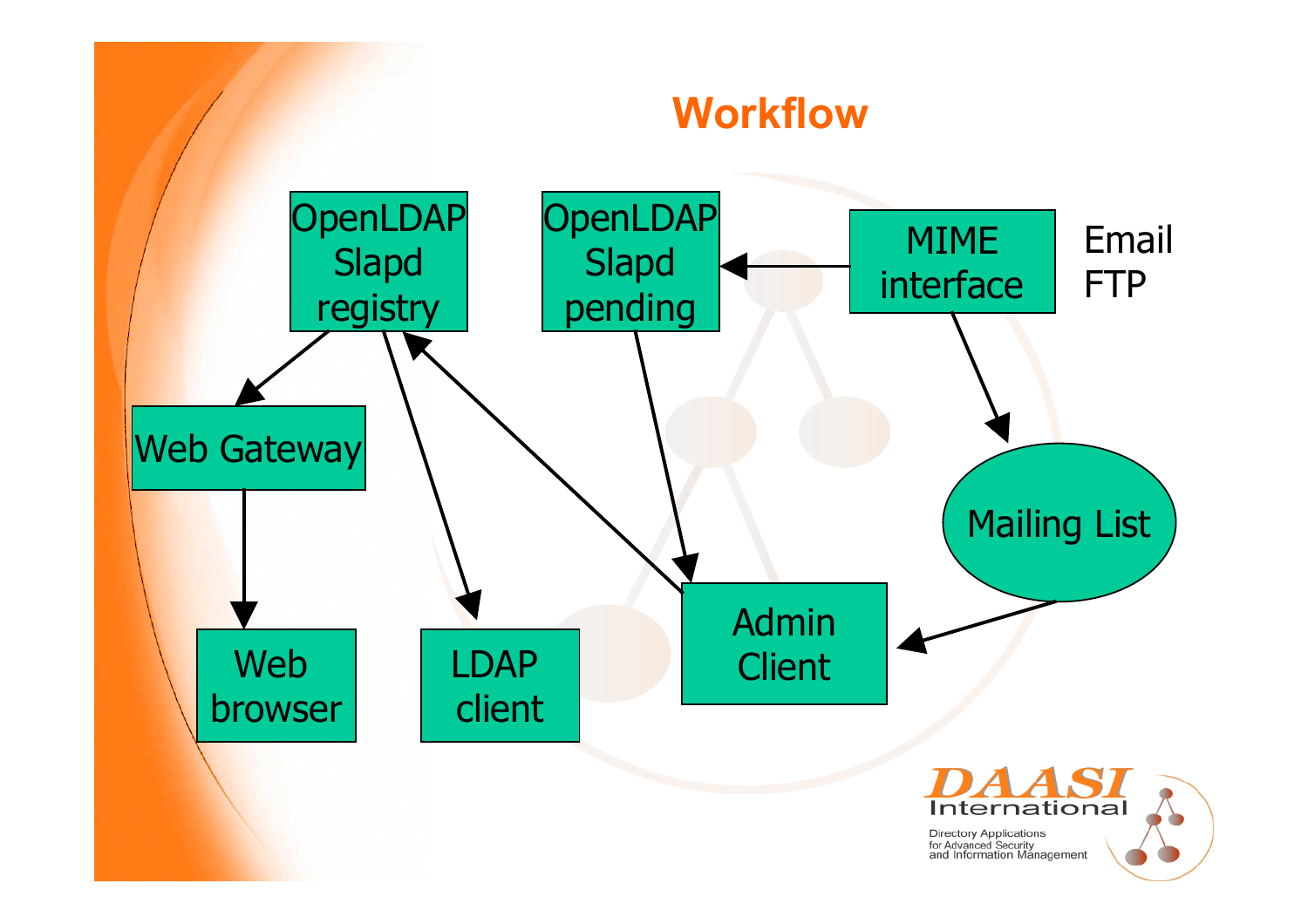# Workflow

OpenLDAP Slapd registry

OpenLDAP Slapd pending

MIME interface

Email
FTP

Web Gateway

Mailing List

Web browser

LDAP client

Admin Client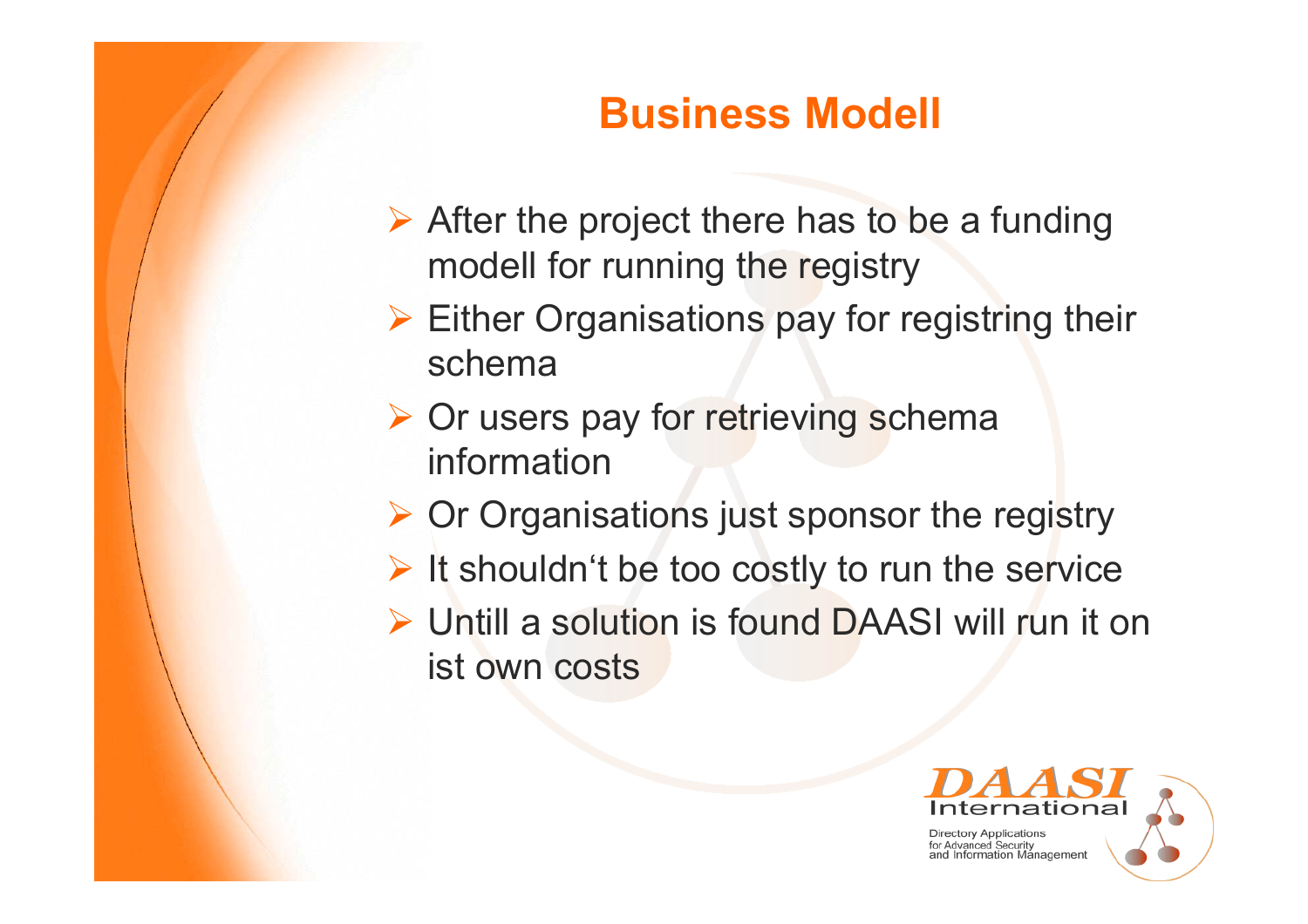# Business Modell

- After the project there has to be a funding modell for running the registry
- Either Organisations pay for registring their schema
- Or users pay for retrieving schema information
- Or Organisations just sponsor the registry
- It shouldn‘t be too costly to run the service
- Untill a solution is found DAASI will run it on ist own costs

DAASI International

Directory Applications for Advanced Security and Information Management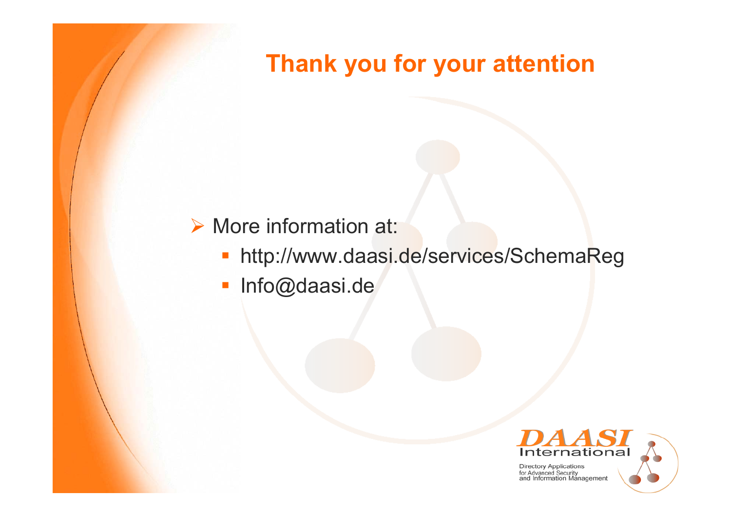# Thank you for your attention

- More information at:
  - http://www.daasi.de/services/SchemaReg
  - Info@daasi.de

DAASI International

Directory Applications for Advanced Security and Information Management